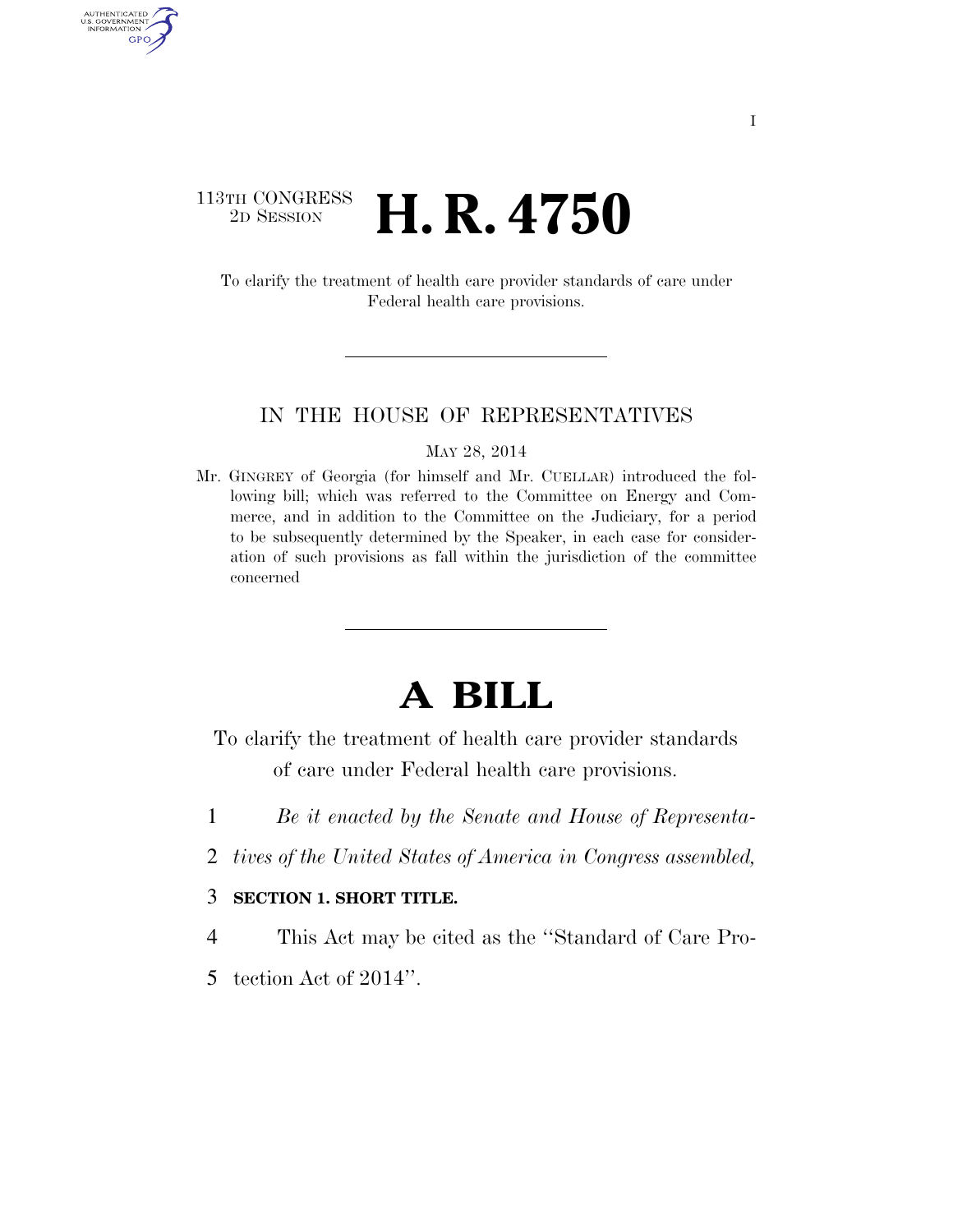113TH CONGRESS
2D SESSION

# H. R. 4750

To clarify the treatment of health care provider standards of care under Federal health care provisions.

IN THE HOUSE OF REPRESENTATIVES

MAY 28, 2014

Mr. GINGREY of Georgia (for himself and Mr. CUELLAR) introduced the following bill; which was referred to the Committee on Energy and Commerce, and in addition to the Committee on the Judiciary, for a period to be subsequently determined by the Speaker, in each case for consideration of such provisions as fall within the jurisdiction of the committee concerned

# A BILL

To clarify the treatment of health care provider standards of care under Federal health care provisions.

1 *Be it enacted by the Senate and House of Representa-*
2 *tives of the United States of America in Congress assembled,*

3 **SECTION 1. SHORT TITLE.**

4 This Act may be cited as the "Standard of Care Pro-
5 tection Act of 2014".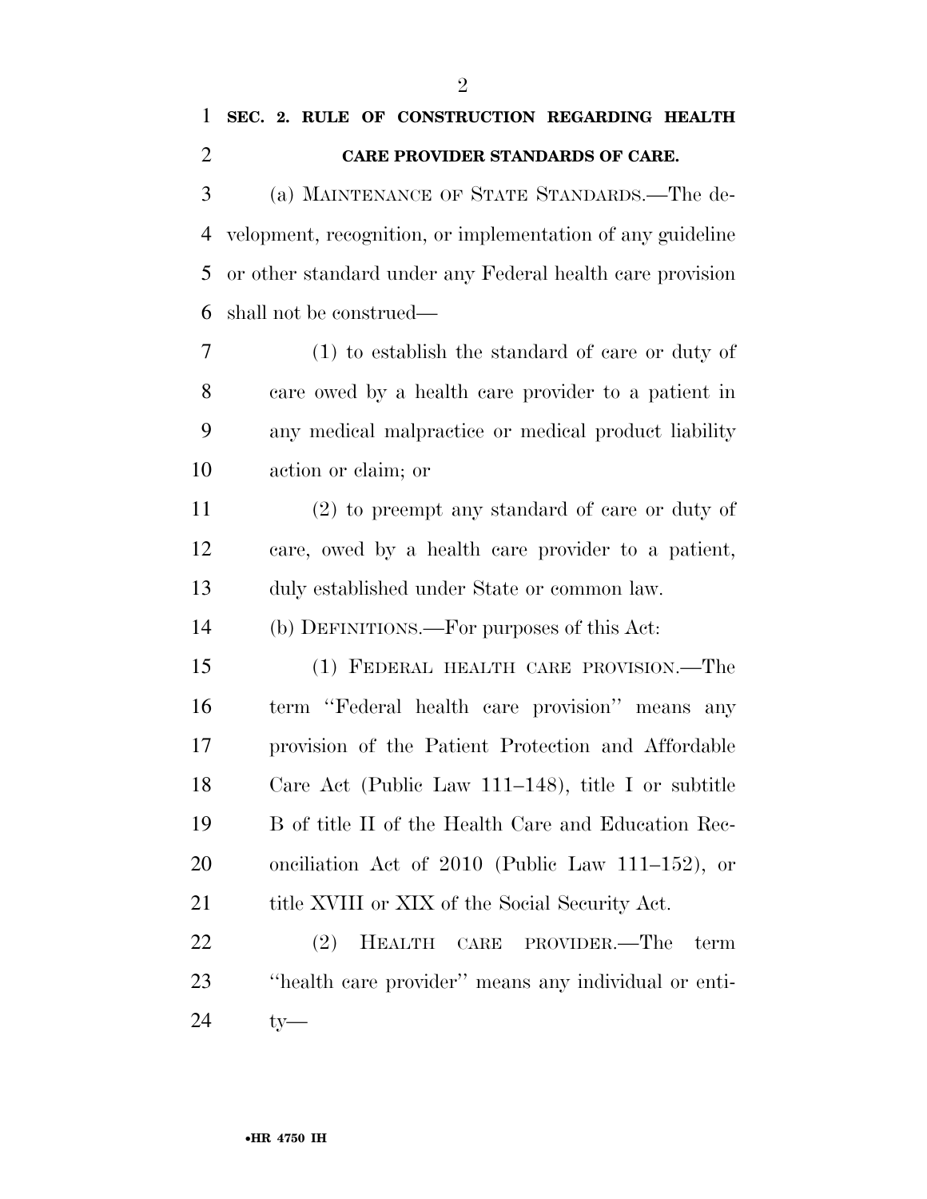**SEC. 2. RULE OF CONSTRUCTION REGARDING HEALTH CARE PROVIDER STANDARDS OF CARE.**

(a) MAINTENANCE OF STATE STANDARDS.—The development, recognition, or implementation of any guideline or other standard under any Federal health care provision shall not be construed—

(1) to establish the standard of care or duty of care owed by a health care provider to a patient in any medical malpractice or medical product liability action or claim; or

(2) to preempt any standard of care or duty of care, owed by a health care provider to a patient, duly established under State or common law.

(b) DEFINITIONS.—For purposes of this Act:

(1) FEDERAL HEALTH CARE PROVISION.—The term ''Federal health care provision'' means any provision of the Patient Protection and Affordable Care Act (Public Law 111–148), title I or subtitle B of title II of the Health Care and Education Reconciliation Act of 2010 (Public Law 111–152), or title XVIII or XIX of the Social Security Act.

(2) HEALTH CARE PROVIDER.—The term ''health care provider'' means any individual or entity—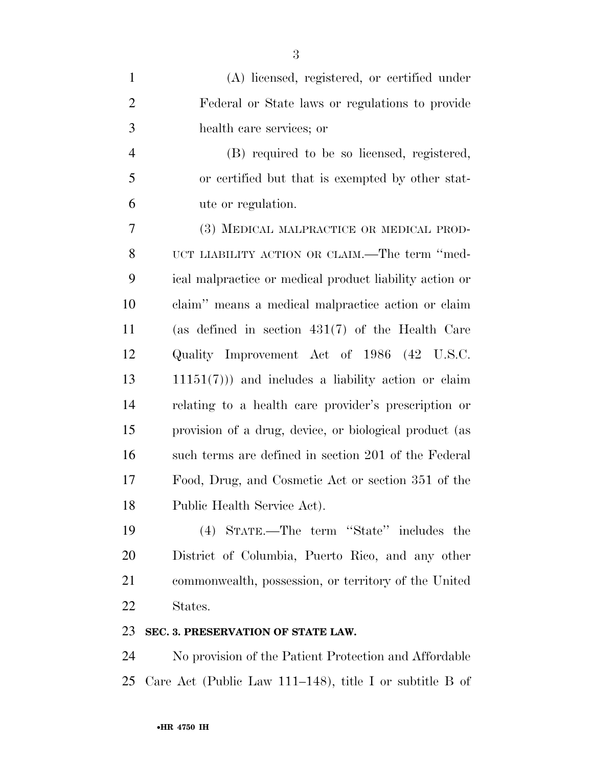(A) licensed, registered, or certified under Federal or State laws or regulations to provide health care services; or

(B) required to be so licensed, registered, or certified but that is exempted by other statute or regulation.

(3) MEDICAL MALPRACTICE OR MEDICAL PRODUCT LIABILITY ACTION OR CLAIM.—The term ''medical malpractice or medical product liability action or claim'' means a medical malpractice action or claim (as defined in section 431(7) of the Health Care Quality Improvement Act of 1986 (42 U.S.C. 11151(7))) and includes a liability action or claim relating to a health care provider's prescription or provision of a drug, device, or biological product (as such terms are defined in section 201 of the Federal Food, Drug, and Cosmetic Act or section 351 of the Public Health Service Act).

(4) STATE.—The term ''State'' includes the District of Columbia, Puerto Rico, and any other commonwealth, possession, or territory of the United States.

**SEC. 3. PRESERVATION OF STATE LAW.**

No provision of the Patient Protection and Affordable Care Act (Public Law 111–148), title I or subtitle B of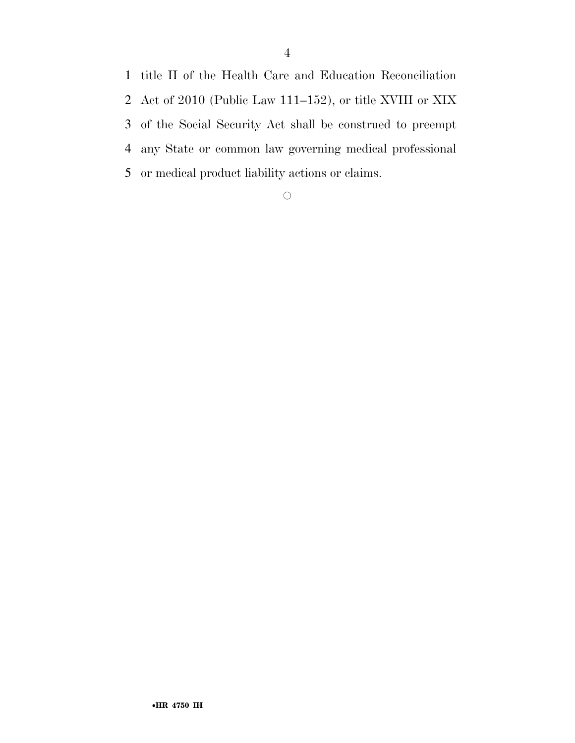title II of the Health Care and Education Reconciliation Act of 2010 (Public Law 111–152), or title XVIII or XIX of the Social Security Act shall be construed to preempt any State or common law governing medical professional or medical product liability actions or claims.

○